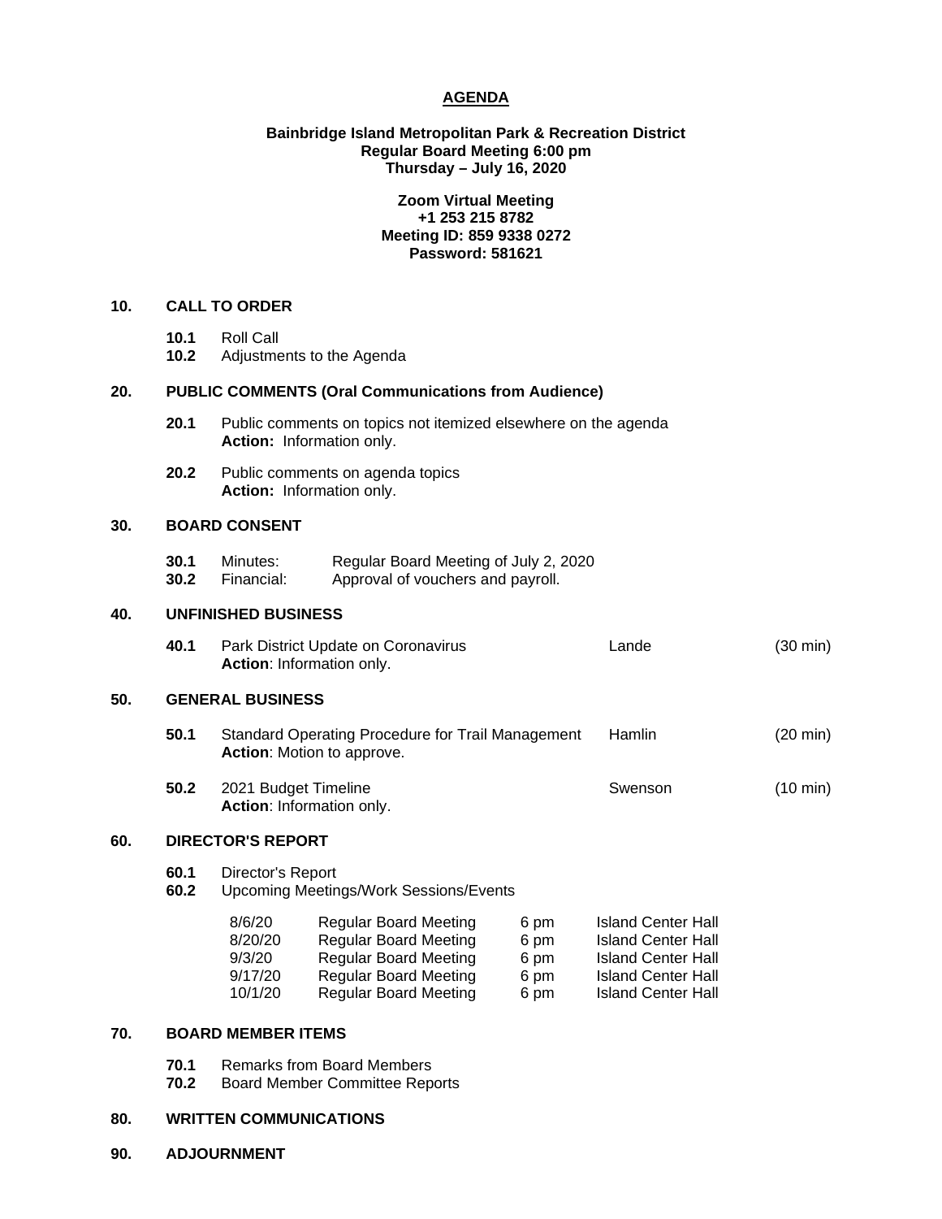# AGENDA

**Bainbridge Island Metropolitan Park & Recreation District**
**Regular Board Meeting 6:00 pm**
**Thursday – July 16, 2020**

**Zoom Virtual Meeting**
**+1 253 215 8782**
**Meeting ID: 859 9338 0272**
**Password: 581621**

## 10. CALL TO ORDER

**10.1** Roll Call
**10.2** Adjustments to the Agenda

## 20. PUBLIC COMMENTS (Oral Communications from Audience)

**20.1** Public comments on topics not itemized elsewhere on the agenda
**Action:** Information only.

**20.2** Public comments on agenda topics
**Action:** Information only.

## 30. BOARD CONSENT

**30.1** Minutes: Regular Board Meeting of July 2, 2020
**30.2** Financial: Approval of vouchers and payroll.

## 40. UNFINISHED BUSINESS

**40.1** Park District Update on Coronavirus — Lande (30 min)
**Action**: Information only.

## 50. GENERAL BUSINESS

**50.1** Standard Operating Procedure for Trail Management — Hamlin (20 min)
**Action**: Motion to approve.

**50.2** 2021 Budget Timeline — Swenson (10 min)
**Action**: Information only.

## 60. DIRECTOR'S REPORT

**60.1** Director's Report
**60.2** Upcoming Meetings/Work Sessions/Events

| Date | Meeting | Time | Location |
|---|---|---|---|
| 8/6/20 | Regular Board Meeting | 6 pm | Island Center Hall |
| 8/20/20 | Regular Board Meeting | 6 pm | Island Center Hall |
| 9/3/20 | Regular Board Meeting | 6 pm | Island Center Hall |
| 9/17/20 | Regular Board Meeting | 6 pm | Island Center Hall |
| 10/1/20 | Regular Board Meeting | 6 pm | Island Center Hall |

## 70. BOARD MEMBER ITEMS

**70.1** Remarks from Board Members
**70.2** Board Member Committee Reports

## 80. WRITTEN COMMUNICATIONS

## 90. ADJOURNMENT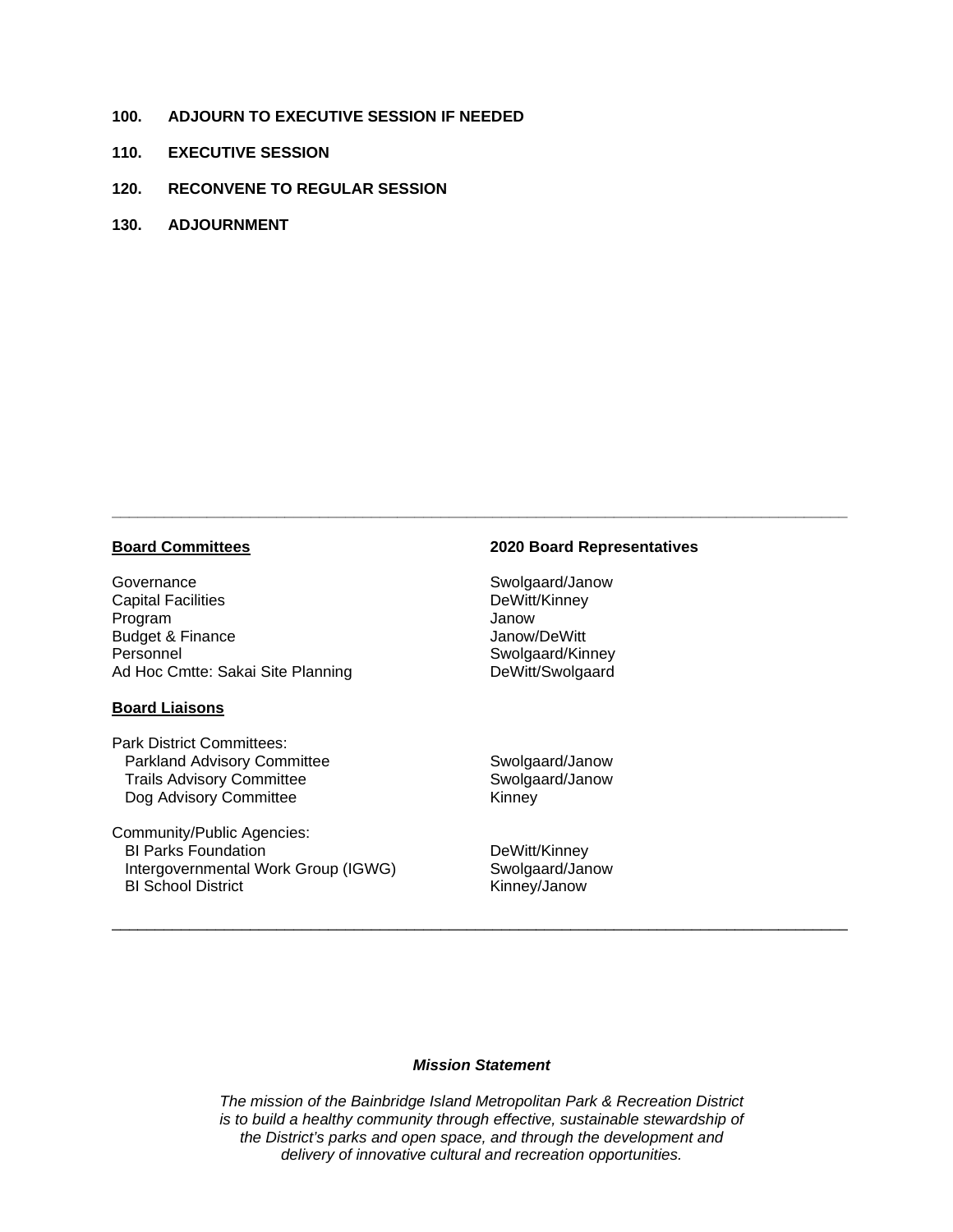**100. ADJOURN TO EXECUTIVE SESSION IF NEEDED**

**110. EXECUTIVE SESSION**

**120. RECONVENE TO REGULAR SESSION**

**130. ADJOURNMENT**

---

| **Board Committees** | **2020 Board Representatives** |
|---|---|
| Governance | Swolgaard/Janow |
| Capital Facilities | DeWitt/Kinney |
| Program | Janow |
| Budget & Finance | Janow/DeWitt |
| Personnel | Swolgaard/Kinney |
| Ad Hoc Cmtte: Sakai Site Planning | DeWitt/Swolgaard |

**Board Liaisons**

| | |
|---|---|
| Park District Committees: | |
| Parkland Advisory Committee | Swolgaard/Janow |
| Trails Advisory Committee | Swolgaard/Janow |
| Dog Advisory Committee | Kinney |
| Community/Public Agencies: | |
| BI Parks Foundation | DeWitt/Kinney |
| Intergovernmental Work Group (IGWG) | Swolgaard/Janow |
| BI School District | Kinney/Janow |

---

***Mission Statement***

*The mission of the Bainbridge Island Metropolitan Park & Recreation District is to build a healthy community through effective, sustainable stewardship of the District's parks and open space, and through the development and delivery of innovative cultural and recreation opportunities.*